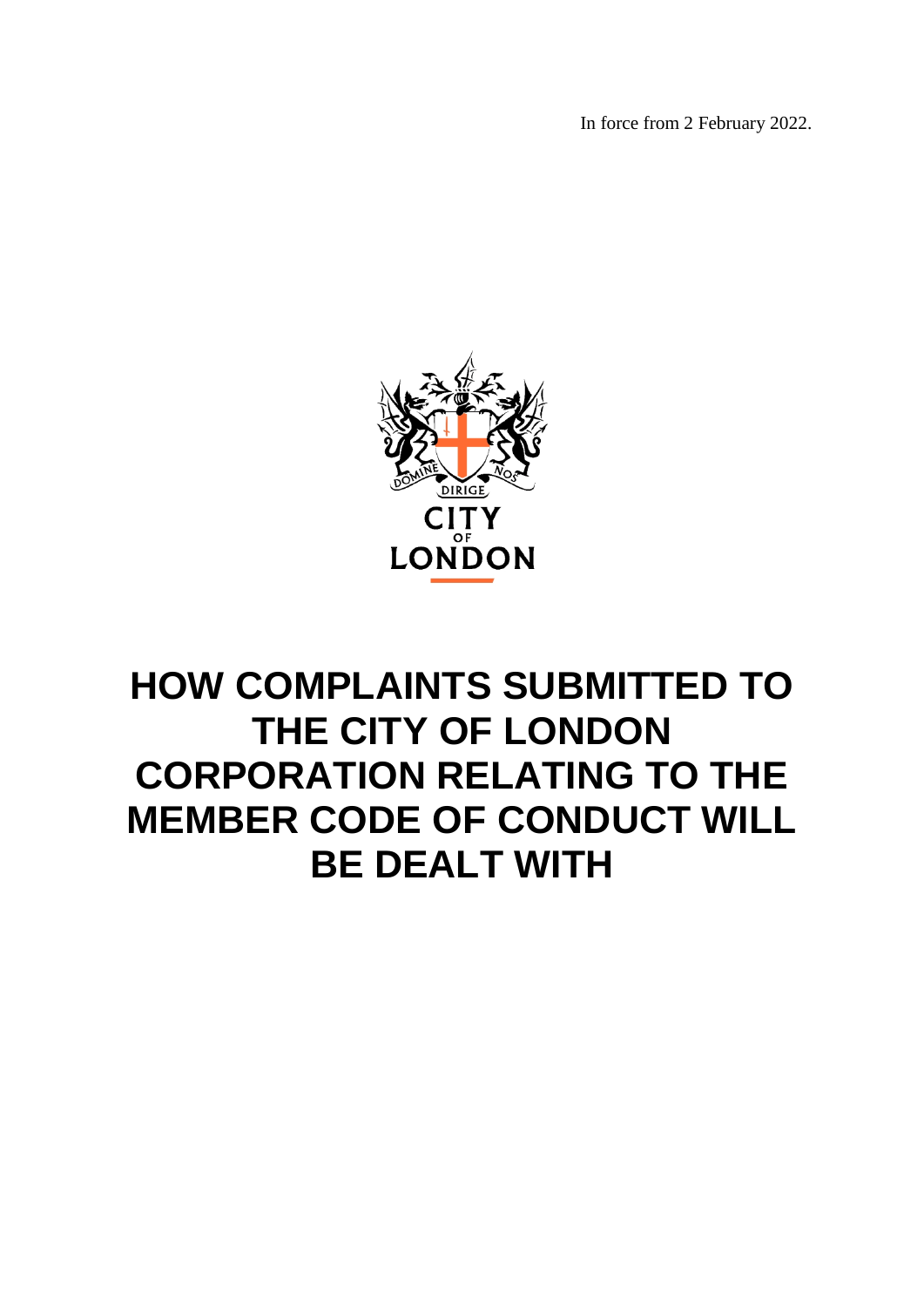In force from 2 February 2022.

CITY OF LONDON

# HOW COMPLAINTS SUBMITTED TO THE CITY OF LONDON CORPORATION RELATING TO THE MEMBER CODE OF CONDUCT WILL BE DEALT WITH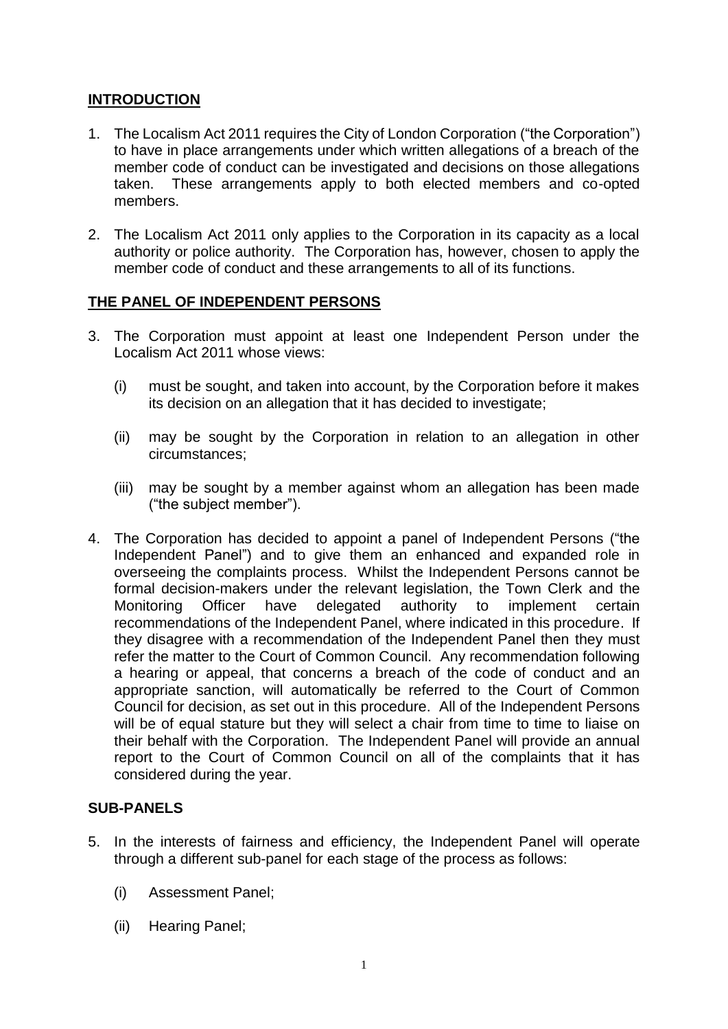## INTRODUCTION

1. The Localism Act 2011 requires the City of London Corporation ("the Corporation") to have in place arrangements under which written allegations of a breach of the member code of conduct can be investigated and decisions on those allegations taken. These arrangements apply to both elected members and co-opted members.

2. The Localism Act 2011 only applies to the Corporation in its capacity as a local authority or police authority. The Corporation has, however, chosen to apply the member code of conduct and these arrangements to all of its functions.

## THE PANEL OF INDEPENDENT PERSONS

3. The Corporation must appoint at least one Independent Person under the Localism Act 2011 whose views:

   (i) must be sought, and taken into account, by the Corporation before it makes its decision on an allegation that it has decided to investigate;

   (ii) may be sought by the Corporation in relation to an allegation in other circumstances;

   (iii) may be sought by a member against whom an allegation has been made ("the subject member").

4. The Corporation has decided to appoint a panel of Independent Persons ("the Independent Panel") and to give them an enhanced and expanded role in overseeing the complaints process. Whilst the Independent Persons cannot be formal decision-makers under the relevant legislation, the Town Clerk and the Monitoring Officer have delegated authority to implement certain recommendations of the Independent Panel, where indicated in this procedure. If they disagree with a recommendation of the Independent Panel then they must refer the matter to the Court of Common Council. Any recommendation following a hearing or appeal, that concerns a breach of the code of conduct and an appropriate sanction, will automatically be referred to the Court of Common Council for decision, as set out in this procedure. All of the Independent Persons will be of equal stature but they will select a chair from time to time to liaise on their behalf with the Corporation. The Independent Panel will provide an annual report to the Court of Common Council on all of the complaints that it has considered during the year.

## SUB-PANELS

5. In the interests of fairness and efficiency, the Independent Panel will operate through a different sub-panel for each stage of the process as follows:

   (i) Assessment Panel;

   (ii) Hearing Panel;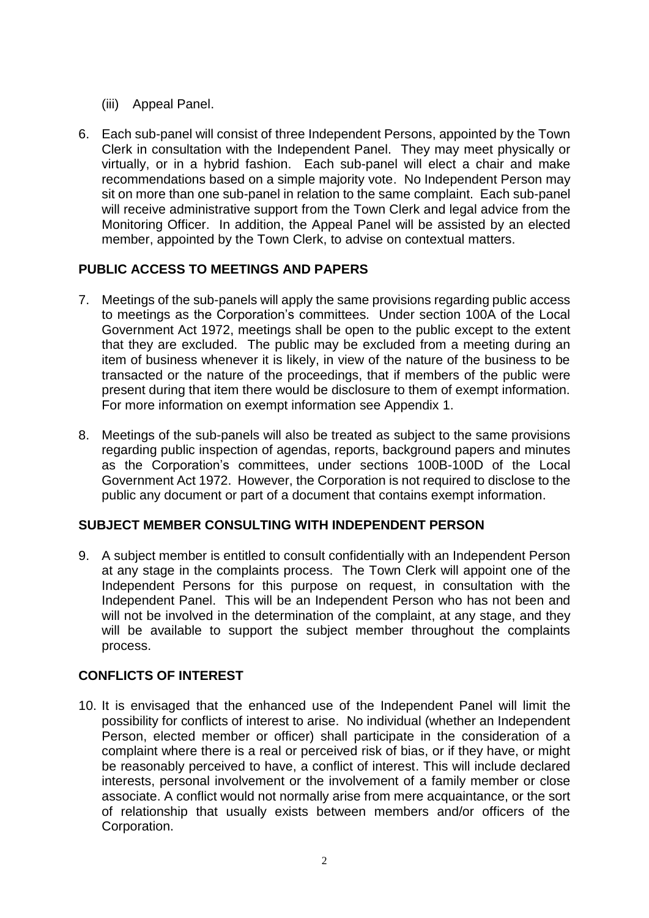(iii) Appeal Panel.

6. Each sub-panel will consist of three Independent Persons, appointed by the Town Clerk in consultation with the Independent Panel. They may meet physically or virtually, or in a hybrid fashion. Each sub-panel will elect a chair and make recommendations based on a simple majority vote. No Independent Person may sit on more than one sub-panel in relation to the same complaint. Each sub-panel will receive administrative support from the Town Clerk and legal advice from the Monitoring Officer. In addition, the Appeal Panel will be assisted by an elected member, appointed by the Town Clerk, to advise on contextual matters.

## PUBLIC ACCESS TO MEETINGS AND PAPERS

7. Meetings of the sub-panels will apply the same provisions regarding public access to meetings as the Corporation's committees. Under section 100A of the Local Government Act 1972, meetings shall be open to the public except to the extent that they are excluded. The public may be excluded from a meeting during an item of business whenever it is likely, in view of the nature of the business to be transacted or the nature of the proceedings, that if members of the public were present during that item there would be disclosure to them of exempt information. For more information on exempt information see Appendix 1.

8. Meetings of the sub-panels will also be treated as subject to the same provisions regarding public inspection of agendas, reports, background papers and minutes as the Corporation's committees, under sections 100B-100D of the Local Government Act 1972. However, the Corporation is not required to disclose to the public any document or part of a document that contains exempt information.

## SUBJECT MEMBER CONSULTING WITH INDEPENDENT PERSON

9. A subject member is entitled to consult confidentially with an Independent Person at any stage in the complaints process. The Town Clerk will appoint one of the Independent Persons for this purpose on request, in consultation with the Independent Panel. This will be an Independent Person who has not been and will not be involved in the determination of the complaint, at any stage, and they will be available to support the subject member throughout the complaints process.

## CONFLICTS OF INTEREST

10. It is envisaged that the enhanced use of the Independent Panel will limit the possibility for conflicts of interest to arise. No individual (whether an Independent Person, elected member or officer) shall participate in the consideration of a complaint where there is a real or perceived risk of bias, or if they have, or might be reasonably perceived to have, a conflict of interest. This will include declared interests, personal involvement or the involvement of a family member or close associate. A conflict would not normally arise from mere acquaintance, or the sort of relationship that usually exists between members and/or officers of the Corporation.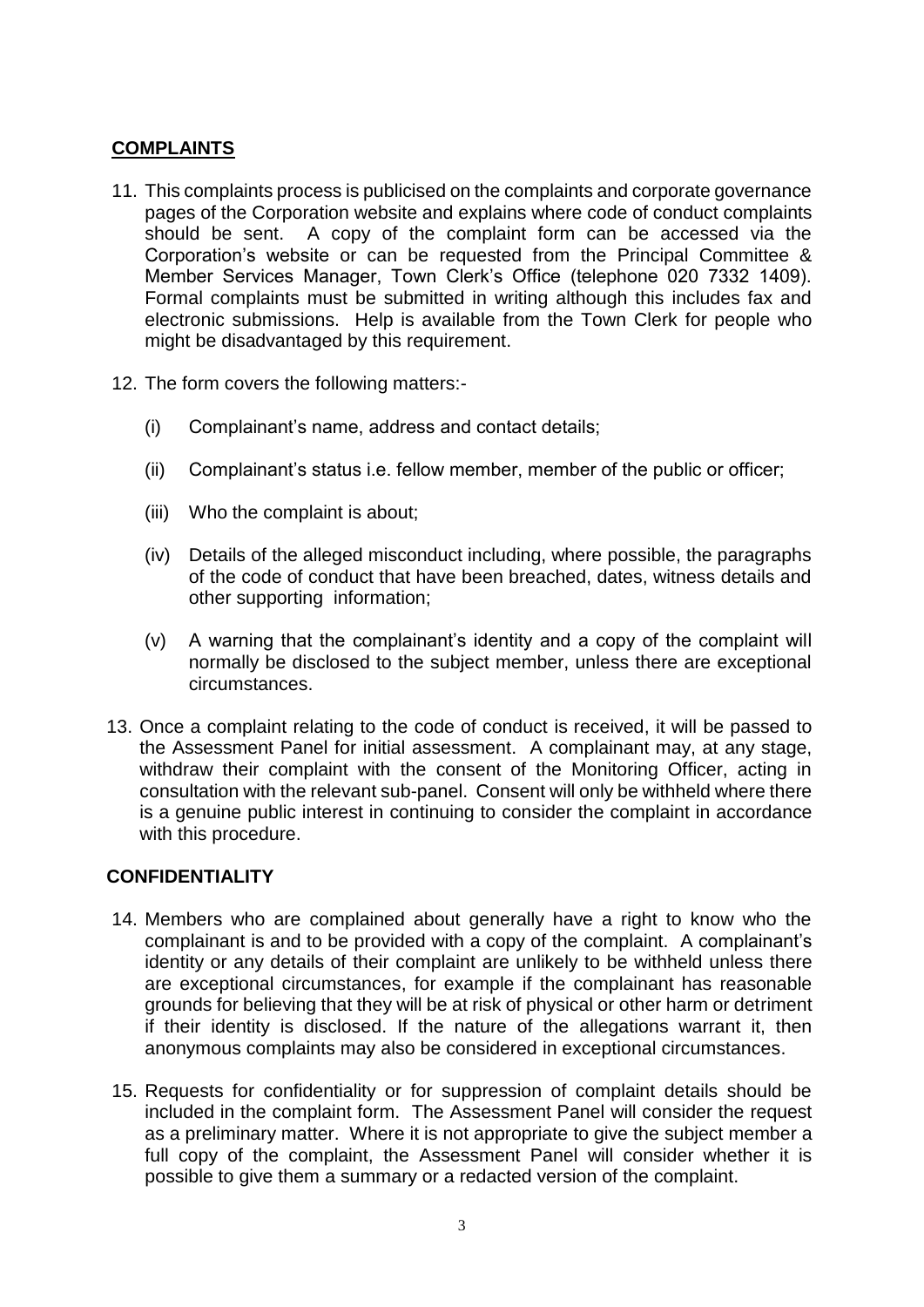## COMPLAINTS

11. This complaints process is publicised on the complaints and corporate governance pages of the Corporation website and explains where code of conduct complaints should be sent. A copy of the complaint form can be accessed via the Corporation's website or can be requested from the Principal Committee & Member Services Manager, Town Clerk's Office (telephone 020 7332 1409). Formal complaints must be submitted in writing although this includes fax and electronic submissions. Help is available from the Town Clerk for people who might be disadvantaged by this requirement.

12. The form covers the following matters:-

    (i) Complainant's name, address and contact details;

    (ii) Complainant's status i.e. fellow member, member of the public or officer;

    (iii) Who the complaint is about;

    (iv) Details of the alleged misconduct including, where possible, the paragraphs of the code of conduct that have been breached, dates, witness details and other supporting information;

    (v) A warning that the complainant's identity and a copy of the complaint will normally be disclosed to the subject member, unless there are exceptional circumstances.

13. Once a complaint relating to the code of conduct is received, it will be passed to the Assessment Panel for initial assessment. A complainant may, at any stage, withdraw their complaint with the consent of the Monitoring Officer, acting in consultation with the relevant sub-panel. Consent will only be withheld where there is a genuine public interest in continuing to consider the complaint in accordance with this procedure.

## CONFIDENTIALITY

14. Members who are complained about generally have a right to know who the complainant is and to be provided with a copy of the complaint. A complainant's identity or any details of their complaint are unlikely to be withheld unless there are exceptional circumstances, for example if the complainant has reasonable grounds for believing that they will be at risk of physical or other harm or detriment if their identity is disclosed. If the nature of the allegations warrant it, then anonymous complaints may also be considered in exceptional circumstances.

15. Requests for confidentiality or for suppression of complaint details should be included in the complaint form. The Assessment Panel will consider the request as a preliminary matter. Where it is not appropriate to give the subject member a full copy of the complaint, the Assessment Panel will consider whether it is possible to give them a summary or a redacted version of the complaint.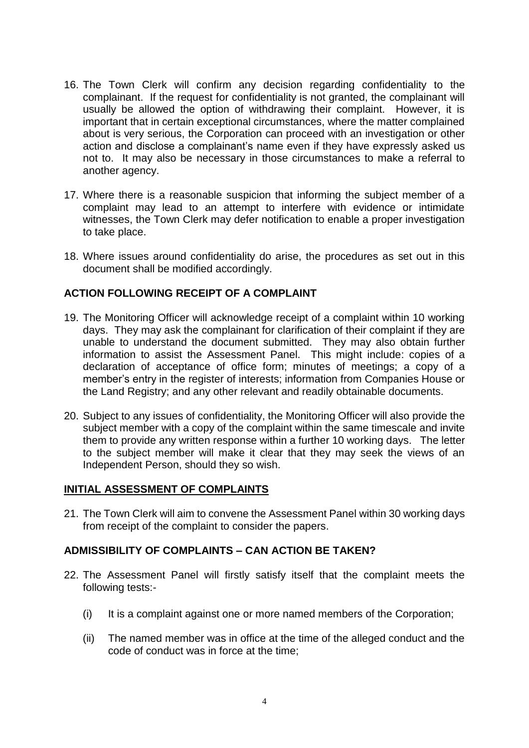16. The Town Clerk will confirm any decision regarding confidentiality to the complainant. If the request for confidentiality is not granted, the complainant will usually be allowed the option of withdrawing their complaint. However, it is important that in certain exceptional circumstances, where the matter complained about is very serious, the Corporation can proceed with an investigation or other action and disclose a complainant's name even if they have expressly asked us not to. It may also be necessary in those circumstances to make a referral to another agency.

17. Where there is a reasonable suspicion that informing the subject member of a complaint may lead to an attempt to interfere with evidence or intimidate witnesses, the Town Clerk may defer notification to enable a proper investigation to take place.

18. Where issues around confidentiality do arise, the procedures as set out in this document shall be modified accordingly.

## ACTION FOLLOWING RECEIPT OF A COMPLAINT

19. The Monitoring Officer will acknowledge receipt of a complaint within 10 working days. They may ask the complainant for clarification of their complaint if they are unable to understand the document submitted. They may also obtain further information to assist the Assessment Panel. This might include: copies of a declaration of acceptance of office form; minutes of meetings; a copy of a member's entry in the register of interests; information from Companies House or the Land Registry; and any other relevant and readily obtainable documents.

20. Subject to any issues of confidentiality, the Monitoring Officer will also provide the subject member with a copy of the complaint within the same timescale and invite them to provide any written response within a further 10 working days. The letter to the subject member will make it clear that they may seek the views of an Independent Person, should they so wish.

## INITIAL ASSESSMENT OF COMPLAINTS

21. The Town Clerk will aim to convene the Assessment Panel within 30 working days from receipt of the complaint to consider the papers.

## ADMISSIBILITY OF COMPLAINTS – CAN ACTION BE TAKEN?

22. The Assessment Panel will firstly satisfy itself that the complaint meets the following tests:-

    (i) It is a complaint against one or more named members of the Corporation;

    (ii) The named member was in office at the time of the alleged conduct and the code of conduct was in force at the time;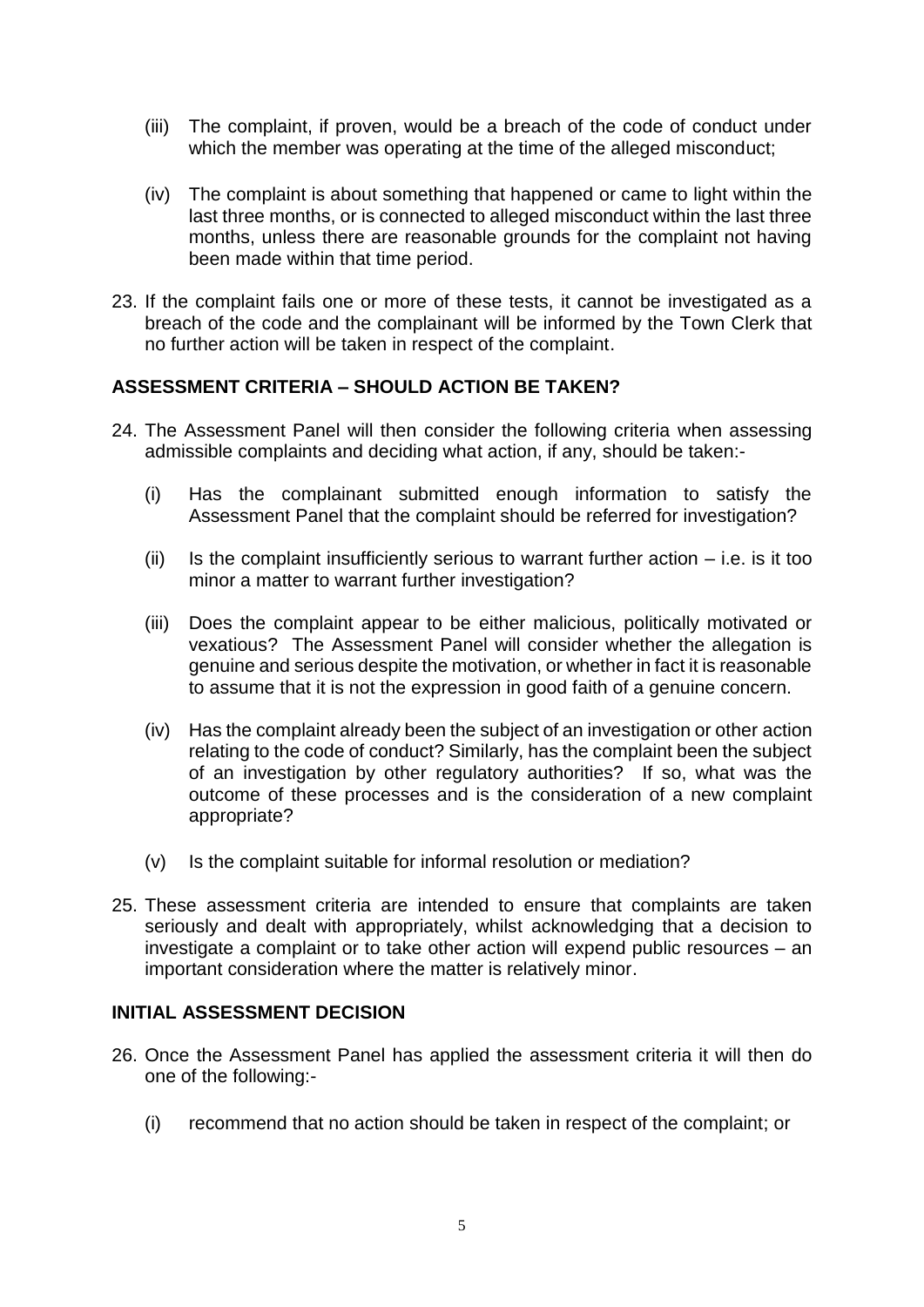(iii) The complaint, if proven, would be a breach of the code of conduct under which the member was operating at the time of the alleged misconduct;

(iv) The complaint is about something that happened or came to light within the last three months, or is connected to alleged misconduct within the last three months, unless there are reasonable grounds for the complaint not having been made within that time period.

23. If the complaint fails one or more of these tests, it cannot be investigated as a breach of the code and the complainant will be informed by the Town Clerk that no further action will be taken in respect of the complaint.

## ASSESSMENT CRITERIA – SHOULD ACTION BE TAKEN?

24. The Assessment Panel will then consider the following criteria when assessing admissible complaints and deciding what action, if any, should be taken:-

    (i) Has the complainant submitted enough information to satisfy the Assessment Panel that the complaint should be referred for investigation?

    (ii) Is the complaint insufficiently serious to warrant further action – i.e. is it too minor a matter to warrant further investigation?

    (iii) Does the complaint appear to be either malicious, politically motivated or vexatious? The Assessment Panel will consider whether the allegation is genuine and serious despite the motivation, or whether in fact it is reasonable to assume that it is not the expression in good faith of a genuine concern.

    (iv) Has the complaint already been the subject of an investigation or other action relating to the code of conduct? Similarly, has the complaint been the subject of an investigation by other regulatory authorities? If so, what was the outcome of these processes and is the consideration of a new complaint appropriate?

    (v) Is the complaint suitable for informal resolution or mediation?

25. These assessment criteria are intended to ensure that complaints are taken seriously and dealt with appropriately, whilst acknowledging that a decision to investigate a complaint or to take other action will expend public resources – an important consideration where the matter is relatively minor.

## INITIAL ASSESSMENT DECISION

26. Once the Assessment Panel has applied the assessment criteria it will then do one of the following:-

    (i) recommend that no action should be taken in respect of the complaint; or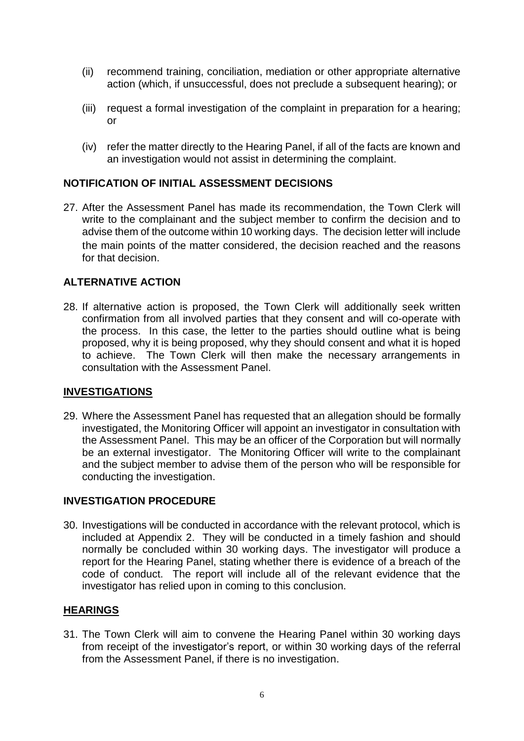(ii) recommend training, conciliation, mediation or other appropriate alternative action (which, if unsuccessful, does not preclude a subsequent hearing); or

(iii) request a formal investigation of the complaint in preparation for a hearing; or

(iv) refer the matter directly to the Hearing Panel, if all of the facts are known and an investigation would not assist in determining the complaint.

**NOTIFICATION OF INITIAL ASSESSMENT DECISIONS**

27. After the Assessment Panel has made its recommendation, the Town Clerk will write to the complainant and the subject member to confirm the decision and to advise them of the outcome within 10 working days. The decision letter will include the main points of the matter considered, the decision reached and the reasons for that decision.

**ALTERNATIVE ACTION**

28. If alternative action is proposed, the Town Clerk will additionally seek written confirmation from all involved parties that they consent and will co-operate with the process. In this case, the letter to the parties should outline what is being proposed, why it is being proposed, why they should consent and what it is hoped to achieve. The Town Clerk will then make the necessary arrangements in consultation with the Assessment Panel.

**INVESTIGATIONS**

29. Where the Assessment Panel has requested that an allegation should be formally investigated, the Monitoring Officer will appoint an investigator in consultation with the Assessment Panel. This may be an officer of the Corporation but will normally be an external investigator. The Monitoring Officer will write to the complainant and the subject member to advise them of the person who will be responsible for conducting the investigation.

**INVESTIGATION PROCEDURE**

30. Investigations will be conducted in accordance with the relevant protocol, which is included at Appendix 2. They will be conducted in a timely fashion and should normally be concluded within 30 working days. The investigator will produce a report for the Hearing Panel, stating whether there is evidence of a breach of the code of conduct. The report will include all of the relevant evidence that the investigator has relied upon in coming to this conclusion.

**HEARINGS**

31. The Town Clerk will aim to convene the Hearing Panel within 30 working days from receipt of the investigator's report, or within 30 working days of the referral from the Assessment Panel, if there is no investigation.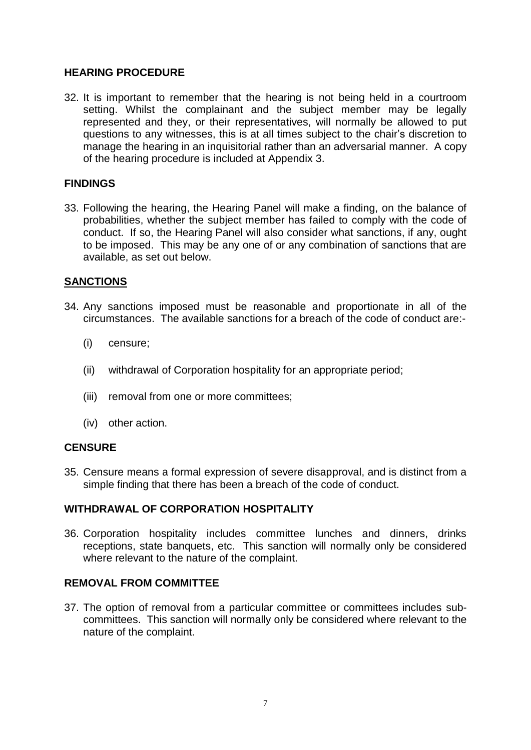## HEARING PROCEDURE

32. It is important to remember that the hearing is not being held in a courtroom setting. Whilst the complainant and the subject member may be legally represented and they, or their representatives, will normally be allowed to put questions to any witnesses, this is at all times subject to the chair's discretion to manage the hearing in an inquisitorial rather than an adversarial manner. A copy of the hearing procedure is included at Appendix 3.

## FINDINGS

33. Following the hearing, the Hearing Panel will make a finding, on the balance of probabilities, whether the subject member has failed to comply with the code of conduct. If so, the Hearing Panel will also consider what sanctions, if any, ought to be imposed. This may be any one of or any combination of sanctions that are available, as set out below.

## SANCTIONS

34. Any sanctions imposed must be reasonable and proportionate in all of the circumstances. The available sanctions for a breach of the code of conduct are:-

    (i) censure;

    (ii) withdrawal of Corporation hospitality for an appropriate period;

    (iii) removal from one or more committees;

    (iv) other action.

## CENSURE

35. Censure means a formal expression of severe disapproval, and is distinct from a simple finding that there has been a breach of the code of conduct.

## WITHDRAWAL OF CORPORATION HOSPITALITY

36. Corporation hospitality includes committee lunches and dinners, drinks receptions, state banquets, etc. This sanction will normally only be considered where relevant to the nature of the complaint.

## REMOVAL FROM COMMITTEE

37. The option of removal from a particular committee or committees includes sub-committees. This sanction will normally only be considered where relevant to the nature of the complaint.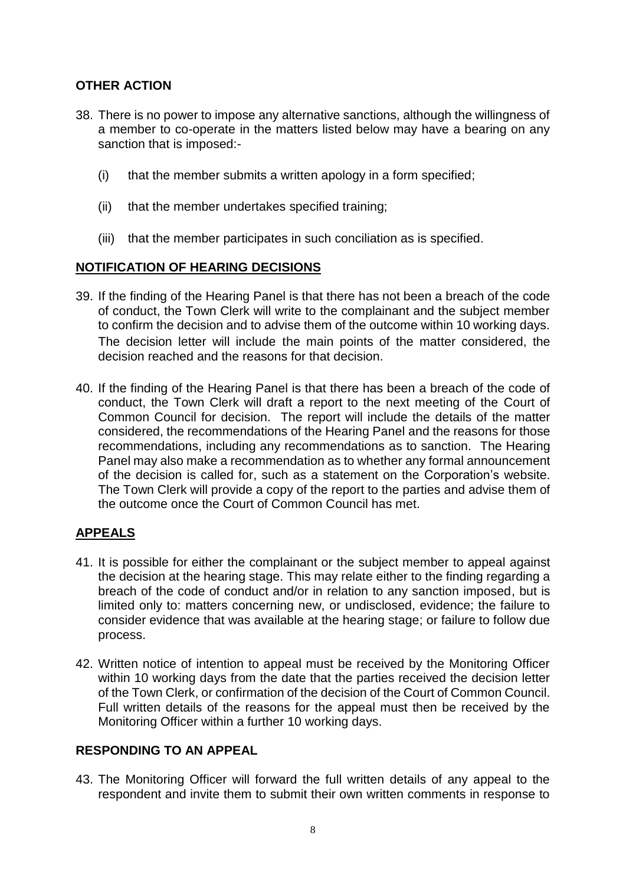## OTHER ACTION

38. There is no power to impose any alternative sanctions, although the willingness of a member to co-operate in the matters listed below may have a bearing on any sanction that is imposed:-

    (i) that the member submits a written apology in a form specified;

    (ii) that the member undertakes specified training;

    (iii) that the member participates in such conciliation as is specified.

## NOTIFICATION OF HEARING DECISIONS

39. If the finding of the Hearing Panel is that there has not been a breach of the code of conduct, the Town Clerk will write to the complainant and the subject member to confirm the decision and to advise them of the outcome within 10 working days. The decision letter will include the main points of the matter considered, the decision reached and the reasons for that decision.

40. If the finding of the Hearing Panel is that there has been a breach of the code of conduct, the Town Clerk will draft a report to the next meeting of the Court of Common Council for decision. The report will include the details of the matter considered, the recommendations of the Hearing Panel and the reasons for those recommendations, including any recommendations as to sanction. The Hearing Panel may also make a recommendation as to whether any formal announcement of the decision is called for, such as a statement on the Corporation's website. The Town Clerk will provide a copy of the report to the parties and advise them of the outcome once the Court of Common Council has met.

## APPEALS

41. It is possible for either the complainant or the subject member to appeal against the decision at the hearing stage. This may relate either to the finding regarding a breach of the code of conduct and/or in relation to any sanction imposed, but is limited only to: matters concerning new, or undisclosed, evidence; the failure to consider evidence that was available at the hearing stage; or failure to follow due process.

42. Written notice of intention to appeal must be received by the Monitoring Officer within 10 working days from the date that the parties received the decision letter of the Town Clerk, or confirmation of the decision of the Court of Common Council. Full written details of the reasons for the appeal must then be received by the Monitoring Officer within a further 10 working days.

## RESPONDING TO AN APPEAL

43. The Monitoring Officer will forward the full written details of any appeal to the respondent and invite them to submit their own written comments in response to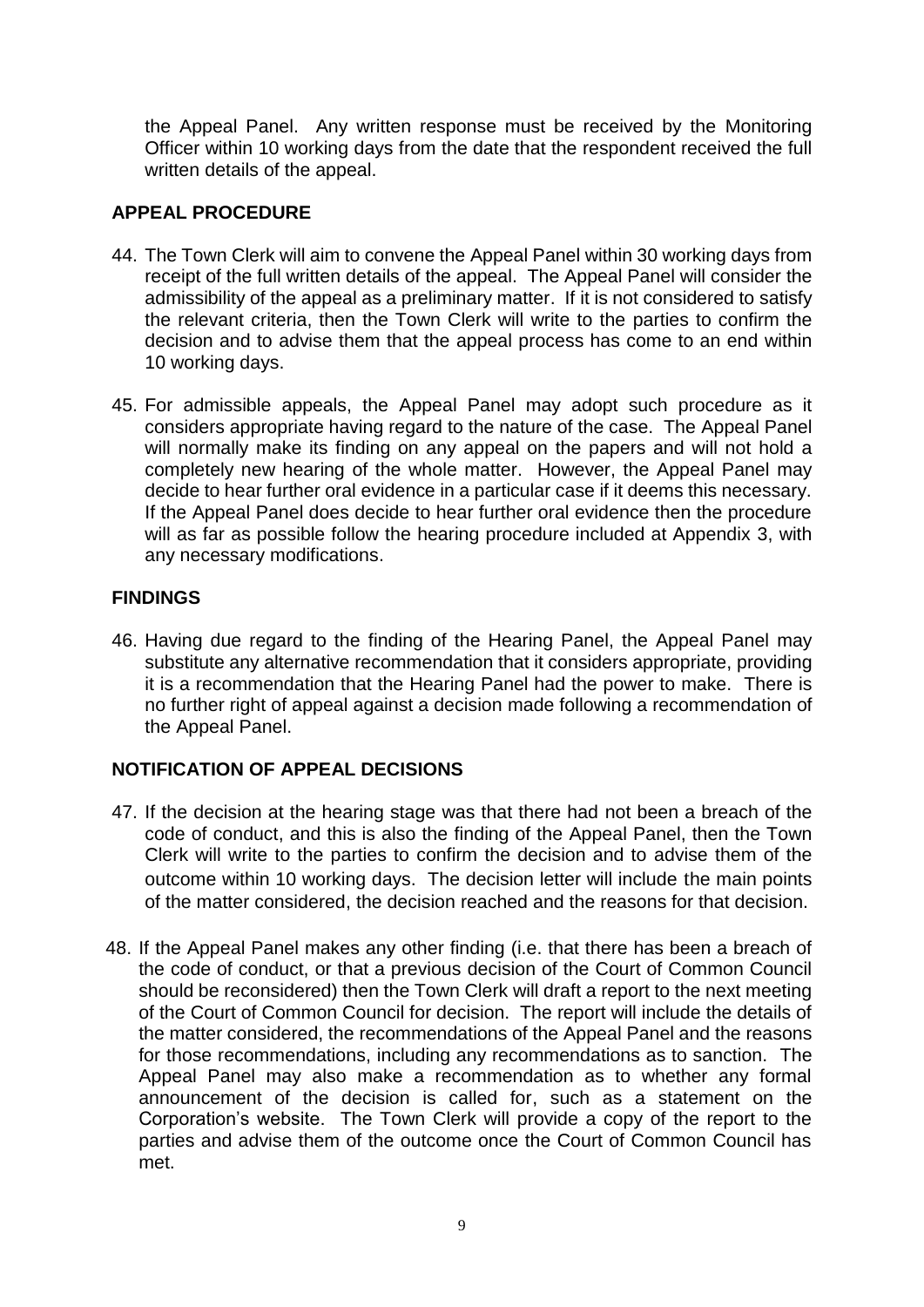the Appeal Panel. Any written response must be received by the Monitoring Officer within 10 working days from the date that the respondent received the full written details of the appeal.

## APPEAL PROCEDURE

44. The Town Clerk will aim to convene the Appeal Panel within 30 working days from receipt of the full written details of the appeal. The Appeal Panel will consider the admissibility of the appeal as a preliminary matter. If it is not considered to satisfy the relevant criteria, then the Town Clerk will write to the parties to confirm the decision and to advise them that the appeal process has come to an end within 10 working days.

45. For admissible appeals, the Appeal Panel may adopt such procedure as it considers appropriate having regard to the nature of the case. The Appeal Panel will normally make its finding on any appeal on the papers and will not hold a completely new hearing of the whole matter. However, the Appeal Panel may decide to hear further oral evidence in a particular case if it deems this necessary. If the Appeal Panel does decide to hear further oral evidence then the procedure will as far as possible follow the hearing procedure included at Appendix 3, with any necessary modifications.

## FINDINGS

46. Having due regard to the finding of the Hearing Panel, the Appeal Panel may substitute any alternative recommendation that it considers appropriate, providing it is a recommendation that the Hearing Panel had the power to make. There is no further right of appeal against a decision made following a recommendation of the Appeal Panel.

## NOTIFICATION OF APPEAL DECISIONS

47. If the decision at the hearing stage was that there had not been a breach of the code of conduct, and this is also the finding of the Appeal Panel, then the Town Clerk will write to the parties to confirm the decision and to advise them of the outcome within 10 working days. The decision letter will include the main points of the matter considered, the decision reached and the reasons for that decision.

48. If the Appeal Panel makes any other finding (i.e. that there has been a breach of the code of conduct, or that a previous decision of the Court of Common Council should be reconsidered) then the Town Clerk will draft a report to the next meeting of the Court of Common Council for decision. The report will include the details of the matter considered, the recommendations of the Appeal Panel and the reasons for those recommendations, including any recommendations as to sanction. The Appeal Panel may also make a recommendation as to whether any formal announcement of the decision is called for, such as a statement on the Corporation's website. The Town Clerk will provide a copy of the report to the parties and advise them of the outcome once the Court of Common Council has met.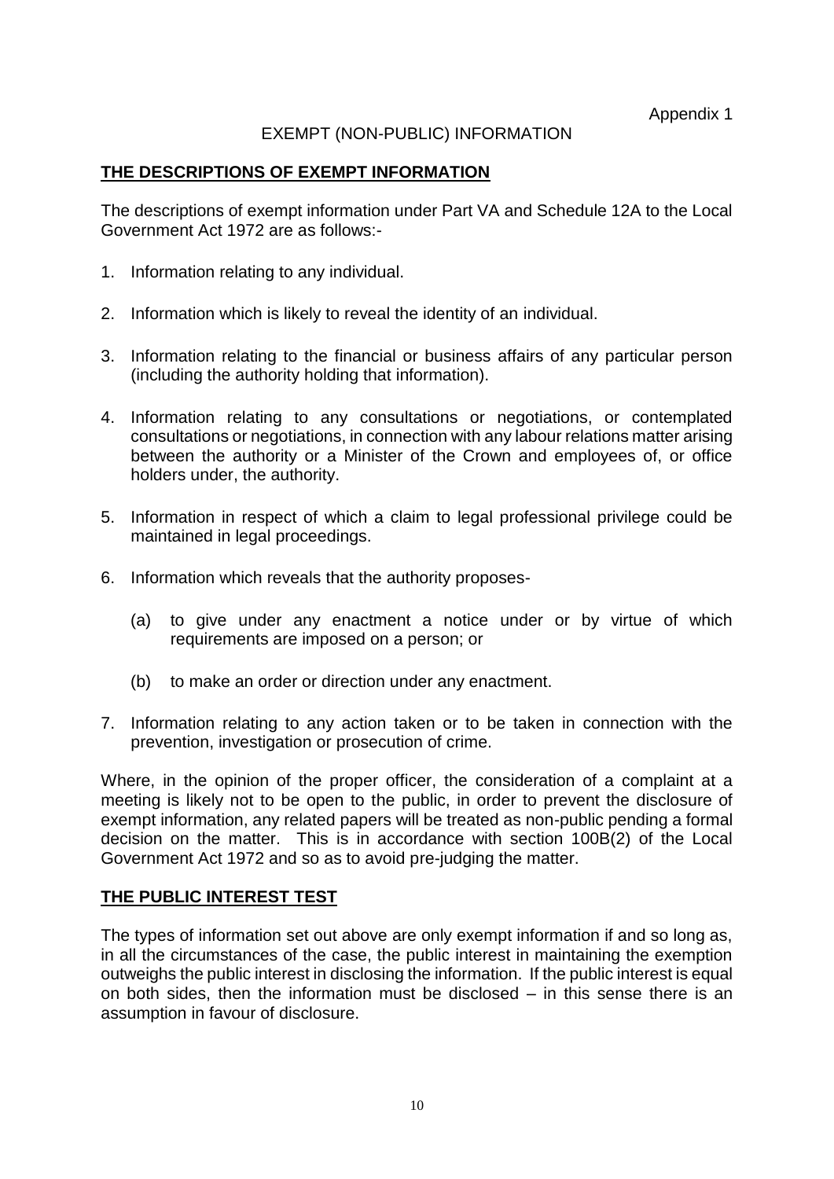Appendix 1

EXEMPT (NON-PUBLIC) INFORMATION

## THE DESCRIPTIONS OF EXEMPT INFORMATION

The descriptions of exempt information under Part VA and Schedule 12A to the Local Government Act 1972 are as follows:-

1. Information relating to any individual.
2. Information which is likely to reveal the identity of an individual.
3. Information relating to the financial or business affairs of any particular person (including the authority holding that information).
4. Information relating to any consultations or negotiations, or contemplated consultations or negotiations, in connection with any labour relations matter arising between the authority or a Minister of the Crown and employees of, or office holders under, the authority.
5. Information in respect of which a claim to legal professional privilege could be maintained in legal proceedings.
6. Information which reveals that the authority proposes-
   (a) to give under any enactment a notice under or by virtue of which requirements are imposed on a person; or
   (b) to make an order or direction under any enactment.
7. Information relating to any action taken or to be taken in connection with the prevention, investigation or prosecution of crime.

Where, in the opinion of the proper officer, the consideration of a complaint at a meeting is likely not to be open to the public, in order to prevent the disclosure of exempt information, any related papers will be treated as non-public pending a formal decision on the matter. This is in accordance with section 100B(2) of the Local Government Act 1972 and so as to avoid pre-judging the matter.

## THE PUBLIC INTEREST TEST

The types of information set out above are only exempt information if and so long as, in all the circumstances of the case, the public interest in maintaining the exemption outweighs the public interest in disclosing the information. If the public interest is equal on both sides, then the information must be disclosed – in this sense there is an assumption in favour of disclosure.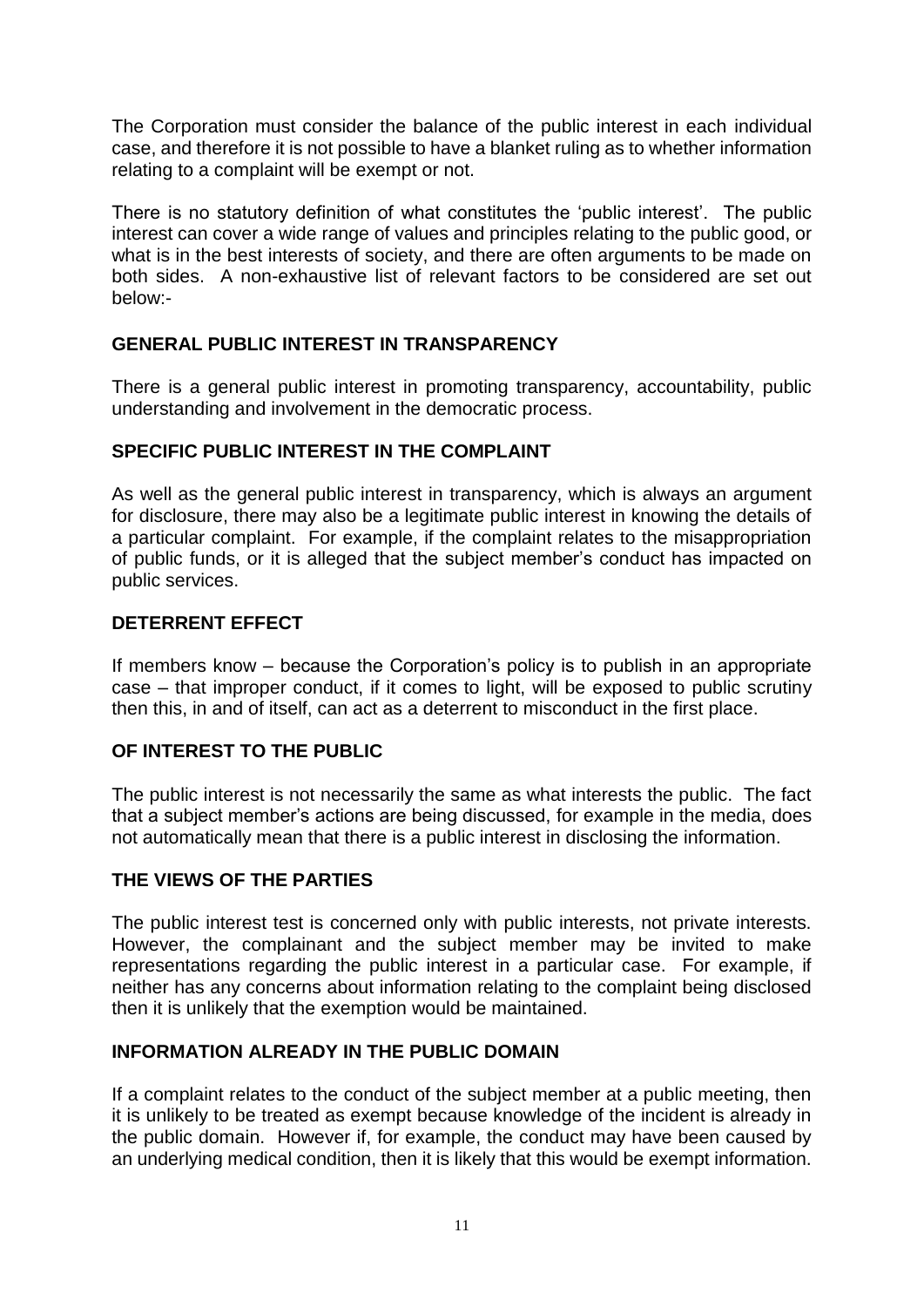The Corporation must consider the balance of the public interest in each individual case, and therefore it is not possible to have a blanket ruling as to whether information relating to a complaint will be exempt or not.

There is no statutory definition of what constitutes the 'public interest'. The public interest can cover a wide range of values and principles relating to the public good, or what is in the best interests of society, and there are often arguments to be made on both sides. A non-exhaustive list of relevant factors to be considered are set out below:-

**GENERAL PUBLIC INTEREST IN TRANSPARENCY**

There is a general public interest in promoting transparency, accountability, public understanding and involvement in the democratic process.

**SPECIFIC PUBLIC INTEREST IN THE COMPLAINT**

As well as the general public interest in transparency, which is always an argument for disclosure, there may also be a legitimate public interest in knowing the details of a particular complaint. For example, if the complaint relates to the misappropriation of public funds, or it is alleged that the subject member's conduct has impacted on public services.

**DETERRENT EFFECT**

If members know – because the Corporation's policy is to publish in an appropriate case – that improper conduct, if it comes to light, will be exposed to public scrutiny then this, in and of itself, can act as a deterrent to misconduct in the first place.

**OF INTEREST TO THE PUBLIC**

The public interest is not necessarily the same as what interests the public. The fact that a subject member's actions are being discussed, for example in the media, does not automatically mean that there is a public interest in disclosing the information.

**THE VIEWS OF THE PARTIES**

The public interest test is concerned only with public interests, not private interests. However, the complainant and the subject member may be invited to make representations regarding the public interest in a particular case. For example, if neither has any concerns about information relating to the complaint being disclosed then it is unlikely that the exemption would be maintained.

**INFORMATION ALREADY IN THE PUBLIC DOMAIN**

If a complaint relates to the conduct of the subject member at a public meeting, then it is unlikely to be treated as exempt because knowledge of the incident is already in the public domain. However if, for example, the conduct may have been caused by an underlying medical condition, then it is likely that this would be exempt information.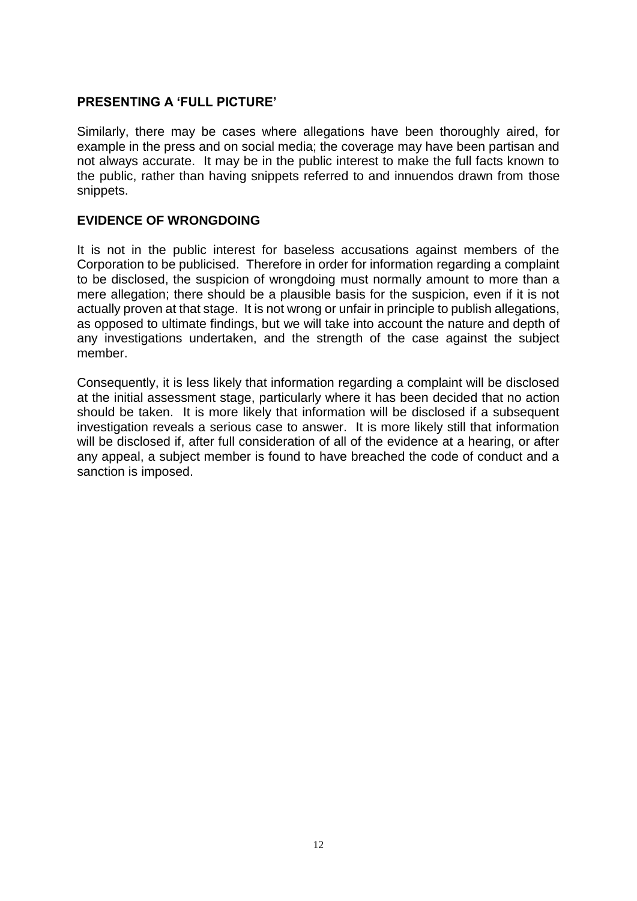## PRESENTING A 'FULL PICTURE'

Similarly, there may be cases where allegations have been thoroughly aired, for example in the press and on social media; the coverage may have been partisan and not always accurate. It may be in the public interest to make the full facts known to the public, rather than having snippets referred to and innuendos drawn from those snippets.

## EVIDENCE OF WRONGDOING

It is not in the public interest for baseless accusations against members of the Corporation to be publicised. Therefore in order for information regarding a complaint to be disclosed, the suspicion of wrongdoing must normally amount to more than a mere allegation; there should be a plausible basis for the suspicion, even if it is not actually proven at that stage. It is not wrong or unfair in principle to publish allegations, as opposed to ultimate findings, but we will take into account the nature and depth of any investigations undertaken, and the strength of the case against the subject member.

Consequently, it is less likely that information regarding a complaint will be disclosed at the initial assessment stage, particularly where it has been decided that no action should be taken. It is more likely that information will be disclosed if a subsequent investigation reveals a serious case to answer. It is more likely still that information will be disclosed if, after full consideration of all of the evidence at a hearing, or after any appeal, a subject member is found to have breached the code of conduct and a sanction is imposed.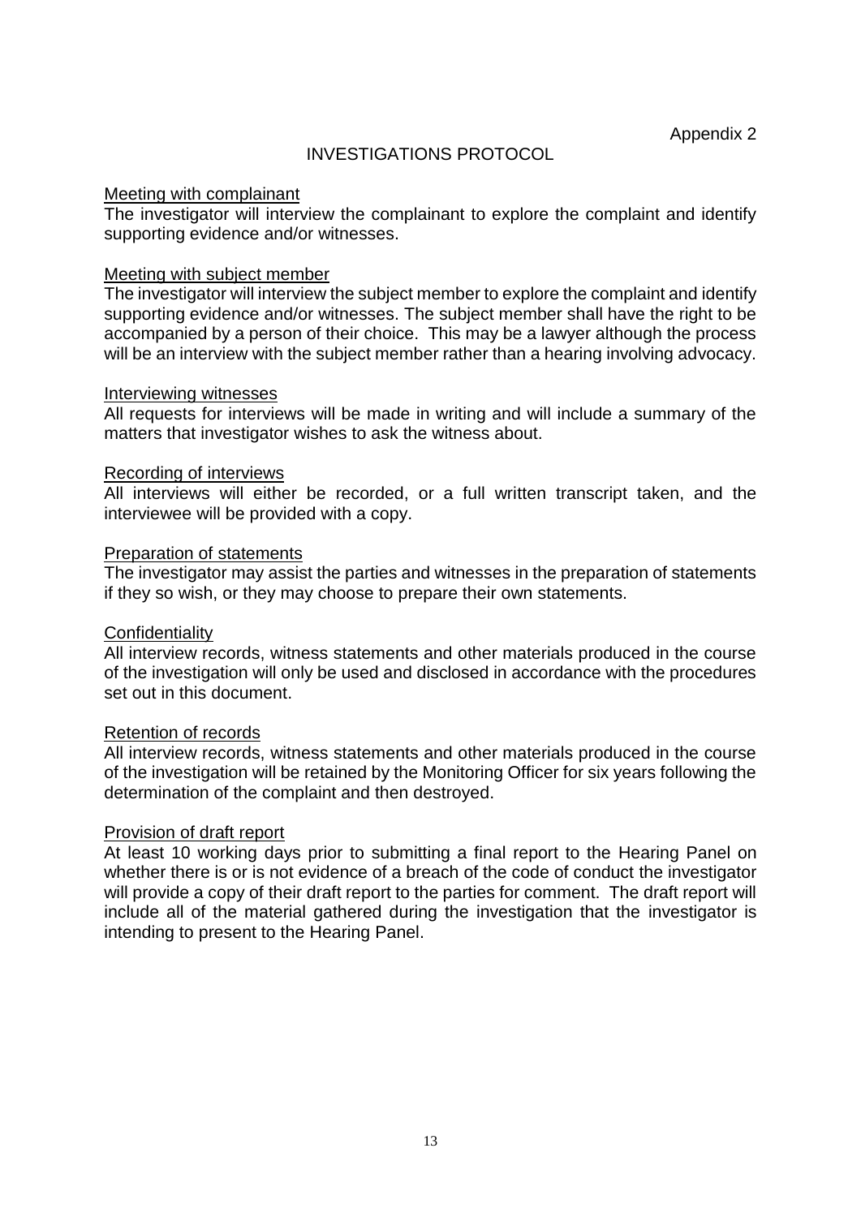Appendix 2

# INVESTIGATIONS PROTOCOL

## Meeting with complainant

The investigator will interview the complainant to explore the complaint and identify supporting evidence and/or witnesses.

## Meeting with subject member

The investigator will interview the subject member to explore the complaint and identify supporting evidence and/or witnesses. The subject member shall have the right to be accompanied by a person of their choice. This may be a lawyer although the process will be an interview with the subject member rather than a hearing involving advocacy.

## Interviewing witnesses

All requests for interviews will be made in writing and will include a summary of the matters that investigator wishes to ask the witness about.

## Recording of interviews

All interviews will either be recorded, or a full written transcript taken, and the interviewee will be provided with a copy.

## Preparation of statements

The investigator may assist the parties and witnesses in the preparation of statements if they so wish, or they may choose to prepare their own statements.

## Confidentiality

All interview records, witness statements and other materials produced in the course of the investigation will only be used and disclosed in accordance with the procedures set out in this document.

## Retention of records

All interview records, witness statements and other materials produced in the course of the investigation will be retained by the Monitoring Officer for six years following the determination of the complaint and then destroyed.

## Provision of draft report

At least 10 working days prior to submitting a final report to the Hearing Panel on whether there is or is not evidence of a breach of the code of conduct the investigator will provide a copy of their draft report to the parties for comment. The draft report will include all of the material gathered during the investigation that the investigator is intending to present to the Hearing Panel.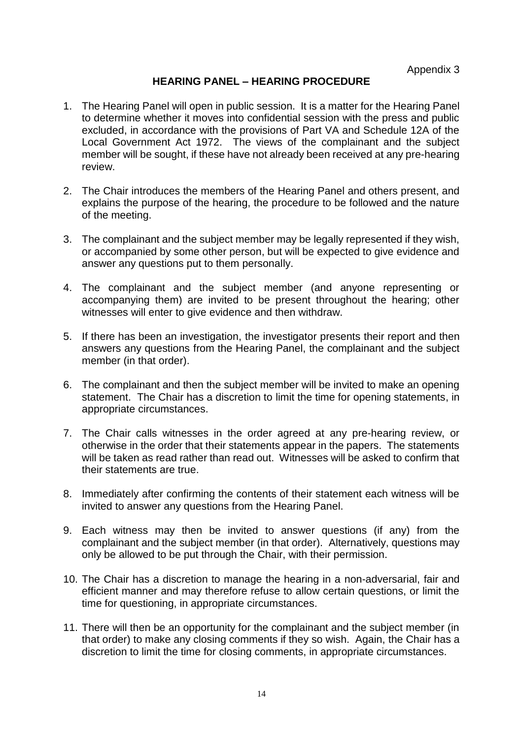Appendix 3

## HEARING PANEL – HEARING PROCEDURE

1. The Hearing Panel will open in public session. It is a matter for the Hearing Panel to determine whether it moves into confidential session with the press and public excluded, in accordance with the provisions of Part VA and Schedule 12A of the Local Government Act 1972. The views of the complainant and the subject member will be sought, if these have not already been received at any pre-hearing review.

2. The Chair introduces the members of the Hearing Panel and others present, and explains the purpose of the hearing, the procedure to be followed and the nature of the meeting.

3. The complainant and the subject member may be legally represented if they wish, or accompanied by some other person, but will be expected to give evidence and answer any questions put to them personally.

4. The complainant and the subject member (and anyone representing or accompanying them) are invited to be present throughout the hearing; other witnesses will enter to give evidence and then withdraw.

5. If there has been an investigation, the investigator presents their report and then answers any questions from the Hearing Panel, the complainant and the subject member (in that order).

6. The complainant and then the subject member will be invited to make an opening statement. The Chair has a discretion to limit the time for opening statements, in appropriate circumstances.

7. The Chair calls witnesses in the order agreed at any pre-hearing review, or otherwise in the order that their statements appear in the papers. The statements will be taken as read rather than read out. Witnesses will be asked to confirm that their statements are true.

8. Immediately after confirming the contents of their statement each witness will be invited to answer any questions from the Hearing Panel.

9. Each witness may then be invited to answer questions (if any) from the complainant and the subject member (in that order). Alternatively, questions may only be allowed to be put through the Chair, with their permission.

10. The Chair has a discretion to manage the hearing in a non-adversarial, fair and efficient manner and may therefore refuse to allow certain questions, or limit the time for questioning, in appropriate circumstances.

11. There will then be an opportunity for the complainant and the subject member (in that order) to make any closing comments if they so wish. Again, the Chair has a discretion to limit the time for closing comments, in appropriate circumstances.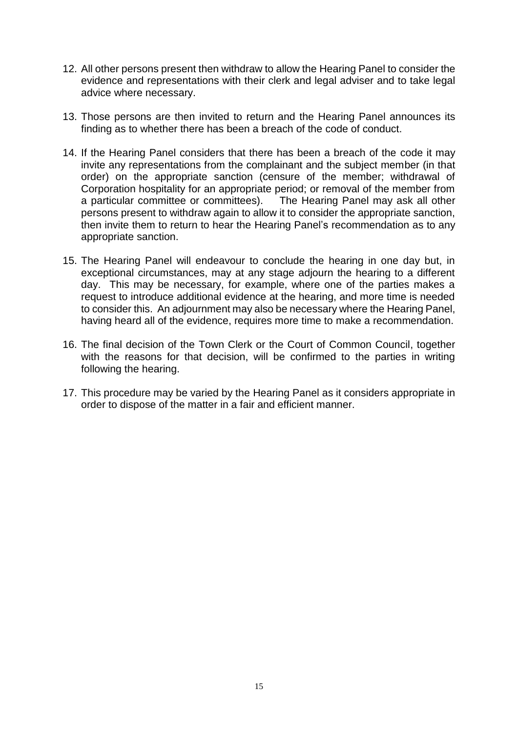12. All other persons present then withdraw to allow the Hearing Panel to consider the evidence and representations with their clerk and legal adviser and to take legal advice where necessary.

13. Those persons are then invited to return and the Hearing Panel announces its finding as to whether there has been a breach of the code of conduct.

14. If the Hearing Panel considers that there has been a breach of the code it may invite any representations from the complainant and the subject member (in that order) on the appropriate sanction (censure of the member; withdrawal of Corporation hospitality for an appropriate period; or removal of the member from a particular committee or committees). The Hearing Panel may ask all other persons present to withdraw again to allow it to consider the appropriate sanction, then invite them to return to hear the Hearing Panel's recommendation as to any appropriate sanction.

15. The Hearing Panel will endeavour to conclude the hearing in one day but, in exceptional circumstances, may at any stage adjourn the hearing to a different day. This may be necessary, for example, where one of the parties makes a request to introduce additional evidence at the hearing, and more time is needed to consider this. An adjournment may also be necessary where the Hearing Panel, having heard all of the evidence, requires more time to make a recommendation.

16. The final decision of the Town Clerk or the Court of Common Council, together with the reasons for that decision, will be confirmed to the parties in writing following the hearing.

17. This procedure may be varied by the Hearing Panel as it considers appropriate in order to dispose of the matter in a fair and efficient manner.